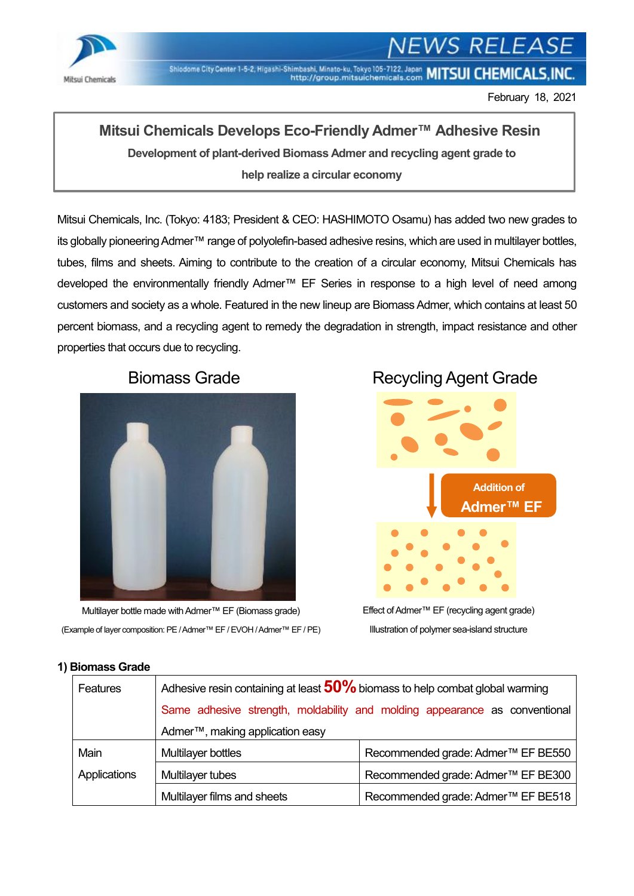February 18, 2021

# Mitsui Chemicals Develops Eco-Friendly Admer™ Adhesive Resin

**Development of plant-derived Biomass Admer and recycling agent grade to help realize a circular economy**

Mitsui Chemicals, Inc. (Tokyo: 4183; President & CEO: HASHIMOTO Osamu) has added two new grades to its globally pioneering Admer™ range of polyolefin-based adhesive resins, which are used in multilayer bottles, tubes, films and sheets. Aiming to contribute to the creation of a circular economy, Mitsui Chemicals has developed the environmentally friendly Admer™ EF Series in response to a high level of need among customers and society as a whole. Featured in the new lineup are Biomass Admer, which contains at least 50 percent biomass, and a recycling agent to remedy the degradation in strength, impact resistance and other properties that occurs due to recycling.

**Biomass Grade**

Multilayer bottle made with Admer™ EF (Biomass grade)

(Example of layer composition: PE / Admer™ EF / EVOH / Admer™ EF / PE)

**Recycling Agent Grade**

Addition of Admer™ EF

Effect of Admer™ EF (recycling agent grade)

Illustration of polymer sea-island structure

### 1) Biomass Grade

| | | |
|---|---|---|
| Features | Adhesive resin containing at least **50%** biomass to help combat global warming<br>Same adhesive strength, moldability and molding appearance as conventional Admer™, making application easy | |
| Main Applications | Multilayer bottles | Recommended grade: Admer™ EF BE550 |
| | Multilayer tubes | Recommended grade: Admer™ EF BE300 |
| | Multilayer films and sheets | Recommended grade: Admer™ EF BE518 |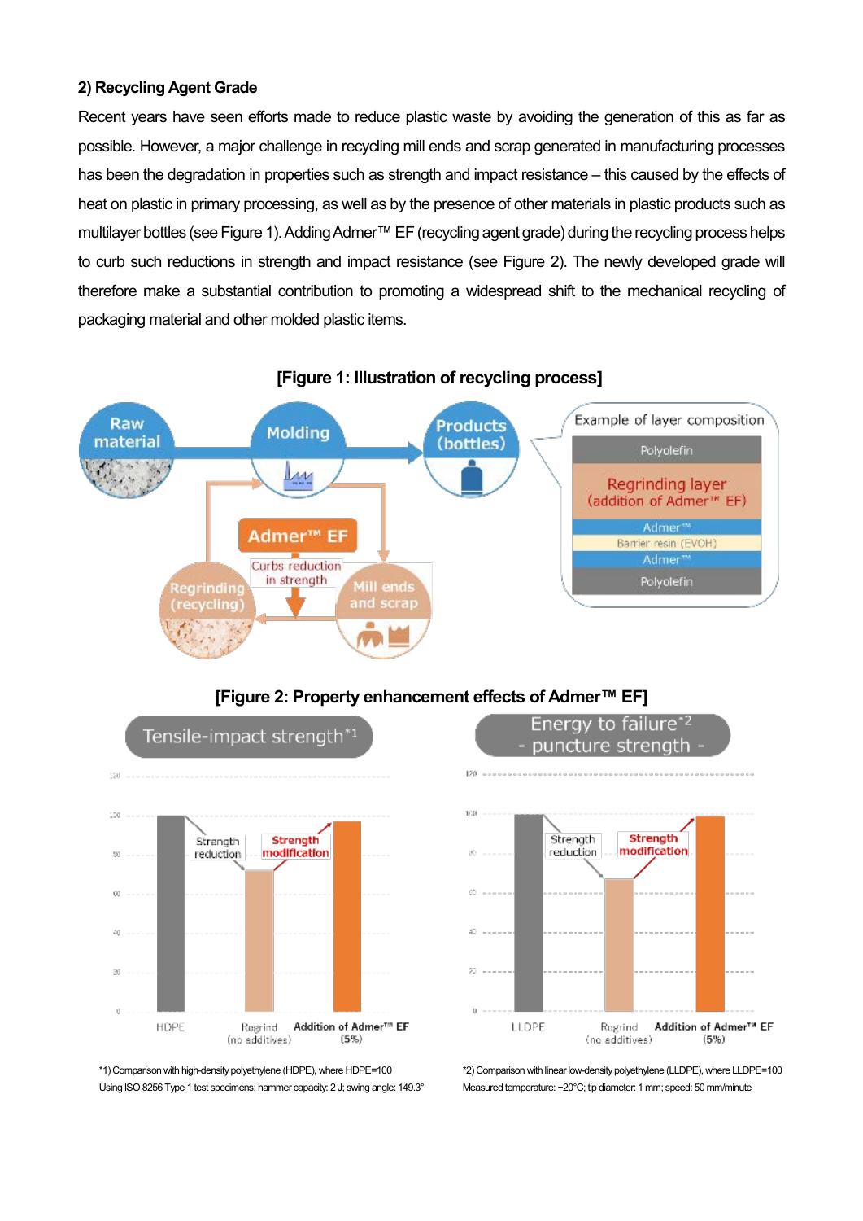### 2) Recycling Agent Grade

Recent years have seen efforts made to reduce plastic waste by avoiding the generation of this as far as possible. However, a major challenge in recycling mill ends and scrap generated in manufacturing processes has been the degradation in properties such as strength and impact resistance – this caused by the effects of heat on plastic in primary processing, as well as by the presence of other materials in plastic products such as multilayer bottles (see Figure 1). Adding Admer™ EF (recycling agent grade) during the recycling process helps to curb such reductions in strength and impact resistance (see Figure 2). The newly developed grade will therefore make a substantial contribution to promoting a widespread shift to the mechanical recycling of packaging material and other molded plastic items.

**[Figure 1: Illustration of recycling process]**

Raw material

Molding

Products (bottles)

Admer™ EF

Curbs reduction in strength

Regrinding (recycling)

Mill ends and scrap

Example of layer composition

Polyolefin

Regrinding layer (addition of Admer™ EF)

Admer™

Barrier resin (EVOH)

Admer™

Polyolefin

**[Figure 2: Property enhancement effects of Admer™ EF]**

Tensile-impact strength*1

120

100

80

60

40

20

0

Strength reduction

Strength modification

HDPE

Regrind (no additives)

Addition of Admer™ EF (5%)

Energy to failure*2 - puncture strength -

120

100

80

60

40

20

0

Strength reduction

Strength modification

LLDPE

Regrind (no additives)

Addition of Admer™ EF (5%)

*1) Comparison with high-density polyethylene (HDPE), where HDPE=100
Using ISO 8256 Type 1 test specimens; hammer capacity: 2 J; swing angle: 149.3°

*2) Comparison with linear low-density polyethylene (LLDPE), where LLDPE=100
Measured temperature: −20°C; tip diameter: 1 mm; speed: 50 mm/minute